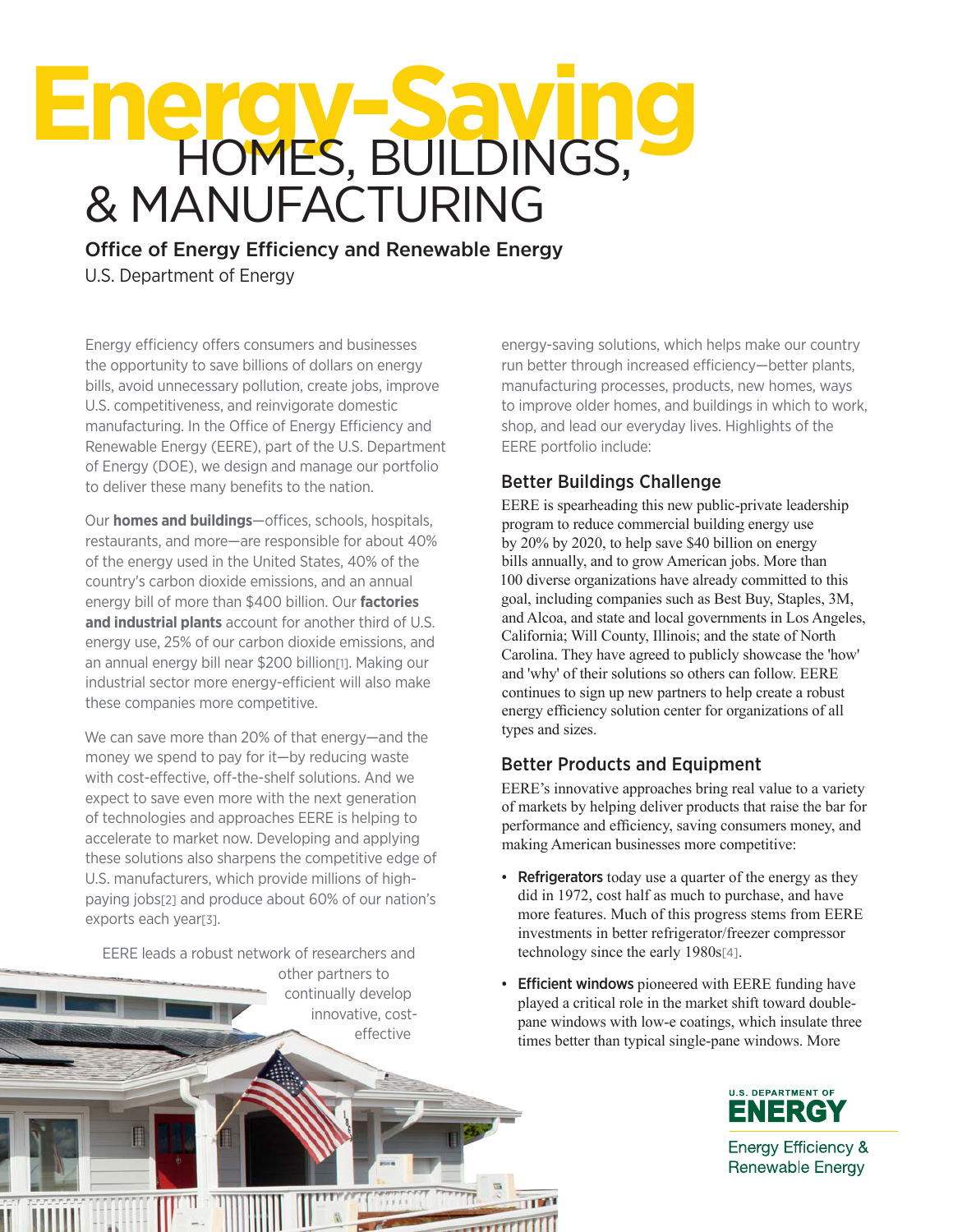# Energy-Saving HOMES, BUILDINGS, & MANUFACTURING

**Office of Energy Efficiency and Renewable Energy**

U.S. Department of Energy

Energy efficiency offers consumers and businesses the opportunity to save billions of dollars on energy bills, avoid unnecessary pollution, create jobs, improve U.S. competitiveness, and reinvigorate domestic manufacturing. In the Office of Energy Efficiency and Renewable Energy (EERE), part of the U.S. Department of Energy (DOE), we design and manage our portfolio to deliver these many benefits to the nation.

Our **homes and buildings**—offices, schools, hospitals, restaurants, and more—are responsible for about 40% of the energy used in the United States, 40% of the country's carbon dioxide emissions, and an annual energy bill of more than $400 billion. Our **factories and industrial plants** account for another third of U.S. energy use, 25% of our carbon dioxide emissions, and an annual energy bill near $200 billion[1]. Making our industrial sector more energy-efficient will also make these companies more competitive.

We can save more than 20% of that energy—and the money we spend to pay for it—by reducing waste with cost-effective, off-the-shelf solutions. And we expect to save even more with the next generation of technologies and approaches EERE is helping to accelerate to market now. Developing and applying these solutions also sharpens the competitive edge of U.S. manufacturers, which provide millions of high-paying jobs[2] and produce about 60% of our nation's exports each year[3].

EERE leads a robust network of researchers and other partners to continually develop innovative, cost-effective energy-saving solutions, which helps make our country run better through increased efficiency—better plants, manufacturing processes, products, new homes, ways to improve older homes, and buildings in which to work, shop, and lead our everyday lives. Highlights of the EERE portfolio include:

## Better Buildings Challenge

EERE is spearheading this new public-private leadership program to reduce commercial building energy use by 20% by 2020, to help save $40 billion on energy bills annually, and to grow American jobs. More than 100 diverse organizations have already committed to this goal, including companies such as Best Buy, Staples, 3M, and Alcoa, and state and local governments in Los Angeles, California; Will County, Illinois; and the state of North Carolina. They have agreed to publicly showcase the 'how' and 'why' of their solutions so others can follow. EERE continues to sign up new partners to help create a robust energy efficiency solution center for organizations of all types and sizes.

## Better Products and Equipment

EERE's innovative approaches bring real value to a variety of markets by helping deliver products that raise the bar for performance and efficiency, saving consumers money, and making American businesses more competitive:

- **Refrigerators** today use a quarter of the energy as they did in 1972, cost half as much to purchase, and have more features. Much of this progress stems from EERE investments in better refrigerator/freezer compressor technology since the early 1980s[4].
- **Efficient windows** pioneered with EERE funding have played a critical role in the market shift toward double-pane windows with low-e coatings, which insulate three times better than typical single-pane windows. More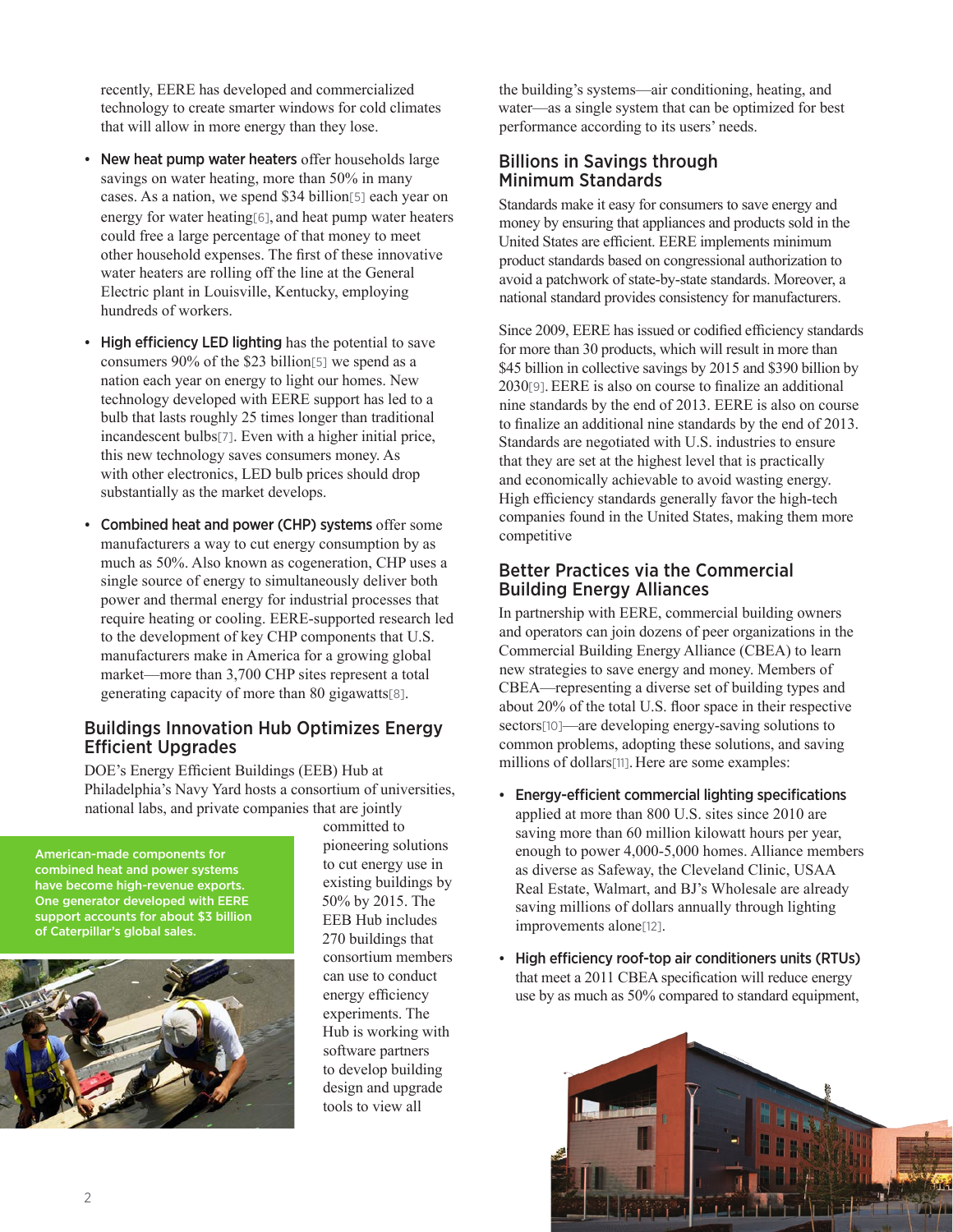recently, EERE has developed and commercialized technology to create smarter windows for cold climates that will allow in more energy than they lose.

- **New heat pump water heaters** offer households large savings on water heating, more than 50% in many cases. As a nation, we spend $34 billion[5] each year on energy for water heating[6], and heat pump water heaters could free a large percentage of that money to meet other household expenses. The first of these innovative water heaters are rolling off the line at the General Electric plant in Louisville, Kentucky, employing hundreds of workers.

- **High efficiency LED lighting** has the potential to save consumers 90% of the $23 billion[5] we spend as a nation each year on energy to light our homes. New technology developed with EERE support has led to a bulb that lasts roughly 25 times longer than traditional incandescent bulbs[7]. Even with a higher initial price, this new technology saves consumers money. As with other electronics, LED bulb prices should drop substantially as the market develops.

- **Combined heat and power (CHP) systems** offer some manufacturers a way to cut energy consumption by as much as 50%. Also known as cogeneration, CHP uses a single source of energy to simultaneously deliver both power and thermal energy for industrial processes that require heating or cooling. EERE-supported research led to the development of key CHP components that U.S. manufacturers make in America for a growing global market—more than 3,700 CHP sites represent a total generating capacity of more than 80 gigawatts[8].

## Buildings Innovation Hub Optimizes Energy Efficient Upgrades

DOE's Energy Efficient Buildings (EEB) Hub at Philadelphia's Navy Yard hosts a consortium of universities, national labs, and private companies that are jointly committed to pioneering solutions to cut energy use in existing buildings by 50% by 2015. The EEB Hub includes 270 buildings that consortium members can use to conduct energy efficiency experiments. The Hub is working with software partners to develop building design and upgrade tools to view all the building's systems—air conditioning, heating, and water—as a single system that can be optimized for best performance according to its users' needs.

**American-made components for combined heat and power systems have become high-revenue exports. One generator developed with EERE support accounts for about $3 billion of Caterpillar's global sales.**

## Billions in Savings through Minimum Standards

Standards make it easy for consumers to save energy and money by ensuring that appliances and products sold in the United States are efficient. EERE implements minimum product standards based on congressional authorization to avoid a patchwork of state-by-state standards. Moreover, a national standard provides consistency for manufacturers.

Since 2009, EERE has issued or codified efficiency standards for more than 30 products, which will result in more than $45 billion in collective savings by 2015 and $390 billion by 2030[9]. EERE is also on course to finalize an additional nine standards by the end of 2013. EERE is also on course to finalize an additional nine standards by the end of 2013. Standards are negotiated with U.S. industries to ensure that they are set at the highest level that is practically and economically achievable to avoid wasting energy. High efficiency standards generally favor the high-tech companies found in the United States, making them more competitive

## Better Practices via the Commercial Building Energy Alliances

In partnership with EERE, commercial building owners and operators can join dozens of peer organizations in the Commercial Building Energy Alliance (CBEA) to learn new strategies to save energy and money. Members of CBEA—representing a diverse set of building types and about 20% of the total U.S. floor space in their respective sectors[10]—are developing energy-saving solutions to common problems, adopting these solutions, and saving millions of dollars[11]. Here are some examples:

- **Energy-efficient commercial lighting specifications** applied at more than 800 U.S. sites since 2010 are saving more than 60 million kilowatt hours per year, enough to power 4,000-5,000 homes. Alliance members as diverse as Safeway, the Cleveland Clinic, USAA Real Estate, Walmart, and BJ's Wholesale are already saving millions of dollars annually through lighting improvements alone[12].

- **High efficiency roof-top air conditioners units (RTUs)** that meet a 2011 CBEA specification will reduce energy use by as much as 50% compared to standard equipment,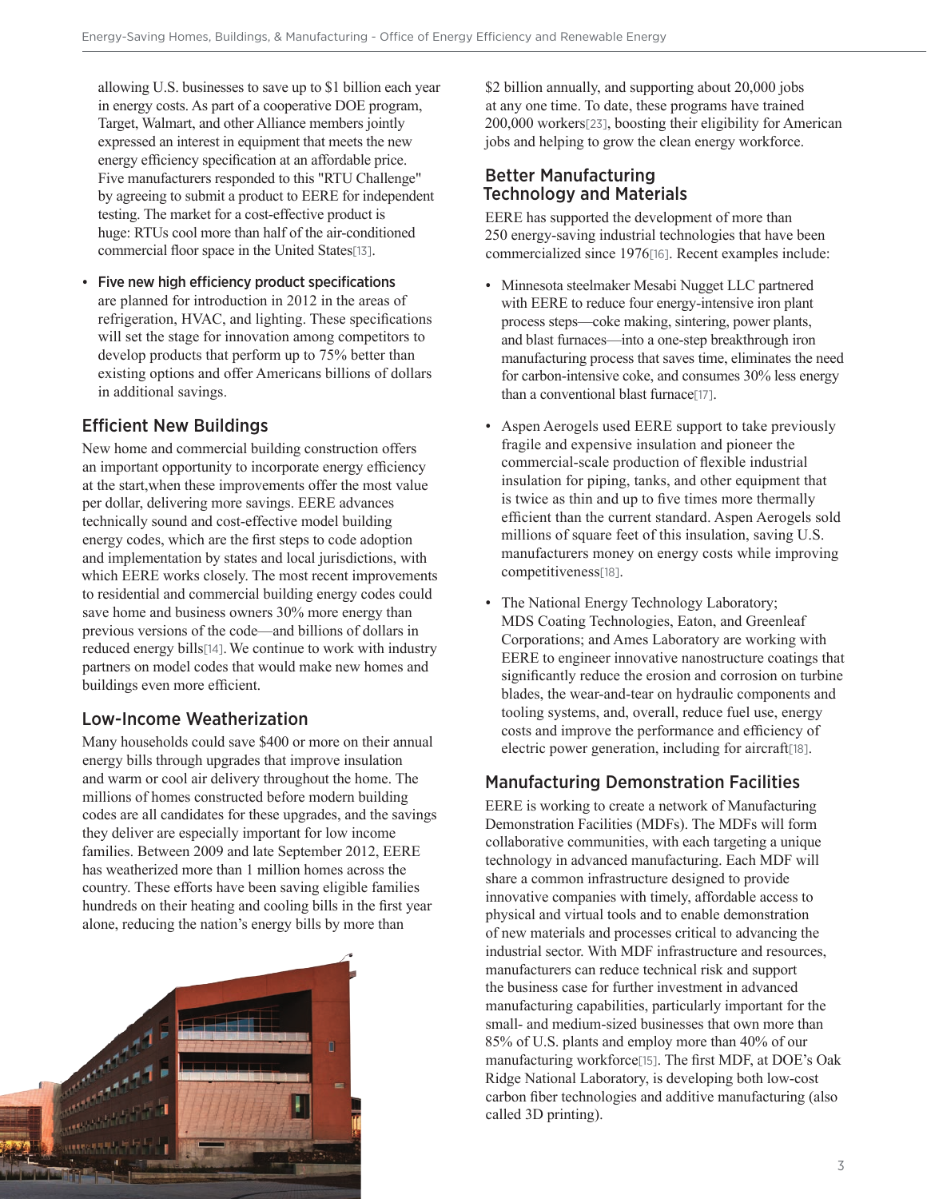allowing U.S. businesses to save up to $1 billion each year in energy costs. As part of a cooperative DOE program, Target, Walmart, and other Alliance members jointly expressed an interest in equipment that meets the new energy efficiency specification at an affordable price. Five manufacturers responded to this "RTU Challenge" by agreeing to submit a product to EERE for independent testing. The market for a cost-effective product is huge: RTUs cool more than half of the air-conditioned commercial floor space in the United States[13].

- Five new high efficiency product specifications are planned for introduction in 2012 in the areas of refrigeration, HVAC, and lighting. These specifications will set the stage for innovation among competitors to develop products that perform up to 75% better than existing options and offer Americans billions of dollars in additional savings.

## Efficient New Buildings

New home and commercial building construction offers an important opportunity to incorporate energy efficiency at the start,when these improvements offer the most value per dollar, delivering more savings. EERE advances technically sound and cost-effective model building energy codes, which are the first steps to code adoption and implementation by states and local jurisdictions, with which EERE works closely. The most recent improvements to residential and commercial building energy codes could save home and business owners 30% more energy than previous versions of the code—and billions of dollars in reduced energy bills[14]. We continue to work with industry partners on model codes that would make new homes and buildings even more efficient.

## Low-Income Weatherization

Many households could save $400 or more on their annual energy bills through upgrades that improve insulation and warm or cool air delivery throughout the home. The millions of homes constructed before modern building codes are all candidates for these upgrades, and the savings they deliver are especially important for low income families. Between 2009 and late September 2012, EERE has weatherized more than 1 million homes across the country. These efforts have been saving eligible families hundreds on their heating and cooling bills in the first year alone, reducing the nation's energy bills by more than $2 billion annually, and supporting about 20,000 jobs at any one time. To date, these programs have trained 200,000 workers[23], boosting their eligibility for American jobs and helping to grow the clean energy workforce.

## Better Manufacturing Technology and Materials

EERE has supported the development of more than 250 energy-saving industrial technologies that have been commercialized since 1976[16]. Recent examples include:

- Minnesota steelmaker Mesabi Nugget LLC partnered with EERE to reduce four energy-intensive iron plant process steps—coke making, sintering, power plants, and blast furnaces—into a one-step breakthrough iron manufacturing process that saves time, eliminates the need for carbon-intensive coke, and consumes 30% less energy than a conventional blast furnace[17].
- Aspen Aerogels used EERE support to take previously fragile and expensive insulation and pioneer the commercial-scale production of flexible industrial insulation for piping, tanks, and other equipment that is twice as thin and up to five times more thermally efficient than the current standard. Aspen Aerogels sold millions of square feet of this insulation, saving U.S. manufacturers money on energy costs while improving competitiveness[18].
- The National Energy Technology Laboratory; MDS Coating Technologies, Eaton, and Greenleaf Corporations; and Ames Laboratory are working with EERE to engineer innovative nanostructure coatings that significantly reduce the erosion and corrosion on turbine blades, the wear-and-tear on hydraulic components and tooling systems, and, overall, reduce fuel use, energy costs and improve the performance and efficiency of electric power generation, including for aircraft[18].

## Manufacturing Demonstration Facilities

EERE is working to create a network of Manufacturing Demonstration Facilities (MDFs). The MDFs will form collaborative communities, with each targeting a unique technology in advanced manufacturing. Each MDF will share a common infrastructure designed to provide innovative companies with timely, affordable access to physical and virtual tools and to enable demonstration of new materials and processes critical to advancing the industrial sector. With MDF infrastructure and resources, manufacturers can reduce technical risk and support the business case for further investment in advanced manufacturing capabilities, particularly important for the small- and medium-sized businesses that own more than 85% of U.S. plants and employ more than 40% of our manufacturing workforce[15]. The first MDF, at DOE's Oak Ridge National Laboratory, is developing both low-cost carbon fiber technologies and additive manufacturing (also called 3D printing).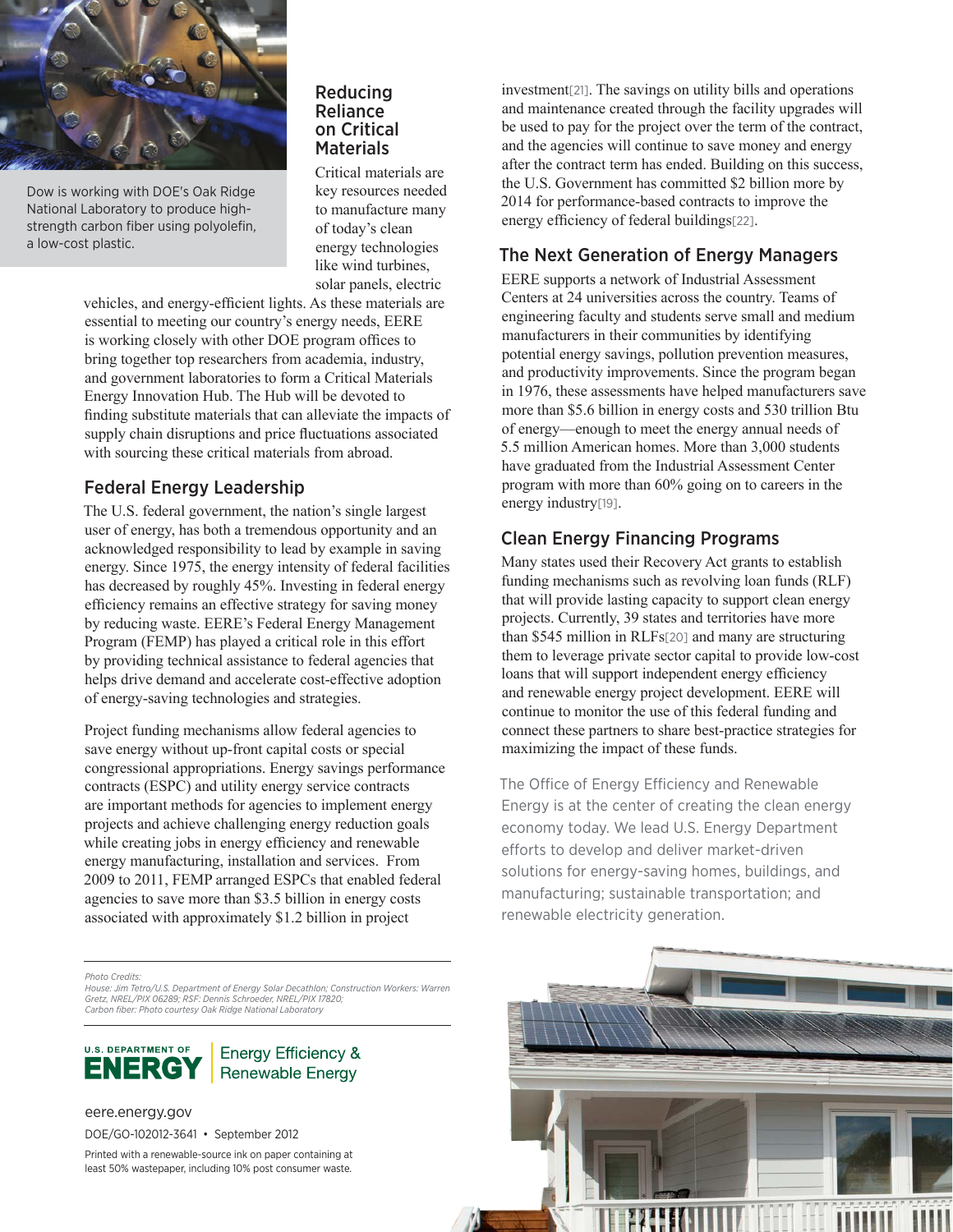Dow is working with DOE's Oak Ridge National Laboratory to produce high-strength carbon fiber using polyolefin, a low-cost plastic.

## Reducing Reliance on Critical Materials

Critical materials are key resources needed to manufacture many of today's clean energy technologies like wind turbines, solar panels, electric vehicles, and energy-efficient lights. As these materials are essential to meeting our country's energy needs, EERE is working closely with other DOE program offices to bring together top researchers from academia, industry, and government laboratories to form a Critical Materials Energy Innovation Hub. The Hub will be devoted to finding substitute materials that can alleviate the impacts of supply chain disruptions and price fluctuations associated with sourcing these critical materials from abroad.

## Federal Energy Leadership

The U.S. federal government, the nation's single largest user of energy, has both a tremendous opportunity and an acknowledged responsibility to lead by example in saving energy. Since 1975, the energy intensity of federal facilities has decreased by roughly 45%. Investing in federal energy efficiency remains an effective strategy for saving money by reducing waste. EERE's Federal Energy Management Program (FEMP) has played a critical role in this effort by providing technical assistance to federal agencies that helps drive demand and accelerate cost-effective adoption of energy-saving technologies and strategies.

Project funding mechanisms allow federal agencies to save energy without up-front capital costs or special congressional appropriations. Energy savings performance contracts (ESPC) and utility energy service contracts are important methods for agencies to implement energy projects and achieve challenging energy reduction goals while creating jobs in energy efficiency and renewable energy manufacturing, installation and services. From 2009 to 2011, FEMP arranged ESPCs that enabled federal agencies to save more than $3.5 billion in energy costs associated with approximately $1.2 billion in project investment[21]. The savings on utility bills and operations and maintenance created through the facility upgrades will be used to pay for the project over the term of the contract, and the agencies will continue to save money and energy after the contract term has ended. Building on this success, the U.S. Government has committed $2 billion more by 2014 for performance-based contracts to improve the energy efficiency of federal buildings[22].

## The Next Generation of Energy Managers

EERE supports a network of Industrial Assessment Centers at 24 universities across the country. Teams of engineering faculty and students serve small and medium manufacturers in their communities by identifying potential energy savings, pollution prevention measures, and productivity improvements. Since the program began in 1976, these assessments have helped manufacturers save more than $5.6 billion in energy costs and 530 trillion Btu of energy—enough to meet the energy annual needs of 5.5 million American homes. More than 3,000 students have graduated from the Industrial Assessment Center program with more than 60% going on to careers in the energy industry[19].

## Clean Energy Financing Programs

Many states used their Recovery Act grants to establish funding mechanisms such as revolving loan funds (RLF) that will provide lasting capacity to support clean energy projects. Currently, 39 states and territories have more than $545 million in RLFs[20] and many are structuring them to leverage private sector capital to provide low-cost loans that will support independent energy efficiency and renewable energy project development. EERE will continue to monitor the use of this federal funding and connect these partners to share best-practice strategies for maximizing the impact of these funds.

The Office of Energy Efficiency and Renewable Energy is at the center of creating the clean energy economy today. We lead U.S. Energy Department efforts to develop and deliver market-driven solutions for energy-saving homes, buildings, and manufacturing; sustainable transportation; and renewable electricity generation.

*Photo Credits:*
*House: Jim Tetro/U.S. Department of Energy Solar Decathlon; Construction Workers: Warren Gretz, NREL/PIX 06289; RSF: Dennis Schroeder, NREL/PIX 17820; Carbon fiber: Photo courtesy Oak Ridge National Laboratory*

U.S. DEPARTMENT OF ENERGY | Energy Efficiency & Renewable Energy

eere.energy.gov

DOE/GO-102012-3641 • September 2012

Printed with a renewable-source ink on paper containing at least 50% wastepaper, including 10% post consumer waste.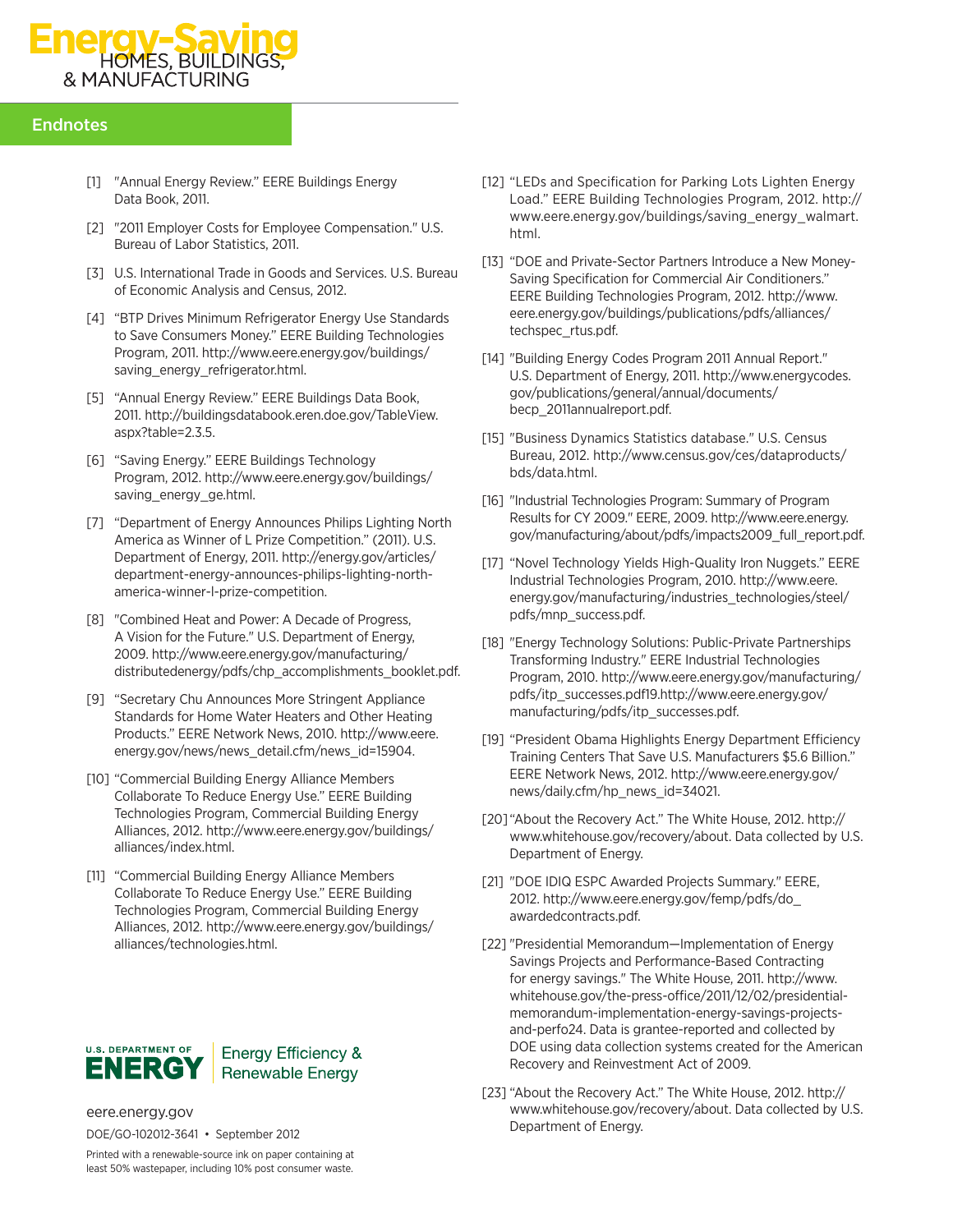# Energy-Saving HOMES, BUILDINGS, & MANUFACTURING

## Endnotes

[1] "Annual Energy Review." EERE Buildings Energy Data Book, 2011.

[2] "2011 Employer Costs for Employee Compensation." U.S. Bureau of Labor Statistics, 2011.

[3] U.S. International Trade in Goods and Services. U.S. Bureau of Economic Analysis and Census, 2012.

[4] "BTP Drives Minimum Refrigerator Energy Use Standards to Save Consumers Money." EERE Building Technologies Program, 2011. http://www.eere.energy.gov/buildings/saving_energy_refrigerator.html.

[5] "Annual Energy Review." EERE Buildings Data Book, 2011. http://buildingsdatabook.eren.doe.gov/TableView.aspx?table=2.3.5.

[6] "Saving Energy." EERE Buildings Technology Program, 2012. http://www.eere.energy.gov/buildings/saving_energy_ge.html.

[7] "Department of Energy Announces Philips Lighting North America as Winner of L Prize Competition." (2011). U.S. Department of Energy, 2011. http://energy.gov/articles/department-energy-announces-philips-lighting-north-america-winner-l-prize-competition.

[8] "Combined Heat and Power: A Decade of Progress, A Vision for the Future." U.S. Department of Energy, 2009. http://www.eere.energy.gov/manufacturing/distributedenergy/pdfs/chp_accomplishments_booklet.pdf.

[9] "Secretary Chu Announces More Stringent Appliance Standards for Home Water Heaters and Other Heating Products." EERE Network News, 2010. http://www.eere.energy.gov/news/news_detail.cfm/news_id=15904.

[10] "Commercial Building Energy Alliance Members Collaborate To Reduce Energy Use." EERE Building Technologies Program, Commercial Building Energy Alliances, 2012. http://www.eere.energy.gov/buildings/alliances/index.html.

[11] "Commercial Building Energy Alliance Members Collaborate To Reduce Energy Use." EERE Building Technologies Program, Commercial Building Energy Alliances, 2012. http://www.eere.energy.gov/buildings/alliances/technologies.html.

[12] "LEDs and Specification for Parking Lots Lighten Energy Load." EERE Building Technologies Program, 2012. http://www.eere.energy.gov/buildings/saving_energy_walmart.html.

[13] "DOE and Private-Sector Partners Introduce a New Money-Saving Specification for Commercial Air Conditioners." EERE Building Technologies Program, 2012. http://www.eere.energy.gov/buildings/publications/pdfs/alliances/techspec_rtus.pdf.

[14] "Building Energy Codes Program 2011 Annual Report." U.S. Department of Energy, 2011. http://www.energycodes.gov/publications/general/annual/documents/becp_2011annualreport.pdf.

[15] "Business Dynamics Statistics database." U.S. Census Bureau, 2012. http://www.census.gov/ces/dataproducts/bds/data.html.

[16] "Industrial Technologies Program: Summary of Program Results for CY 2009." EERE, 2009. http://www.eere.energy.gov/manufacturing/about/pdfs/impacts2009_full_report.pdf.

[17] "Novel Technology Yields High-Quality Iron Nuggets." EERE Industrial Technologies Program, 2010. http://www.eere.energy.gov/manufacturing/industries_technologies/steel/pdfs/mnp_success.pdf.

[18] "Energy Technology Solutions: Public-Private Partnerships Transforming Industry." EERE Industrial Technologies Program, 2010. http://www.eere.energy.gov/manufacturing/pdfs/itp_successes.pdf19.http://www.eere.energy.gov/manufacturing/pdfs/itp_successes.pdf.

[19] "President Obama Highlights Energy Department Efficiency Training Centers That Save U.S. Manufacturers $5.6 Billion." EERE Network News, 2012. http://www.eere.energy.gov/news/daily.cfm/hp_news_id=34021.

[20] "About the Recovery Act." The White House, 2012. http://www.whitehouse.gov/recovery/about. Data collected by U.S. Department of Energy.

[21] "DOE IDIQ ESPC Awarded Projects Summary." EERE, 2012. http://www.eere.energy.gov/femp/pdfs/do_awardedcontracts.pdf.

[22] "Presidential Memorandum—Implementation of Energy Savings Projects and Performance-Based Contracting for energy savings." The White House, 2011. http://www.whitehouse.gov/the-press-office/2011/12/02/presidential-memorandum-implementation-energy-savings-projects-and-perfo24. Data is grantee-reported and collected by DOE using data collection systems created for the American Recovery and Reinvestment Act of 2009.

[23] "About the Recovery Act." The White House, 2012. http://www.whitehouse.gov/recovery/about. Data collected by U.S. Department of Energy.

U.S. DEPARTMENT OF ENERGY | Energy Efficiency & Renewable Energy

eere.energy.gov

DOE/GO-102012-3641 • September 2012

Printed with a renewable-source ink on paper containing at least 50% wastepaper, including 10% post consumer waste.